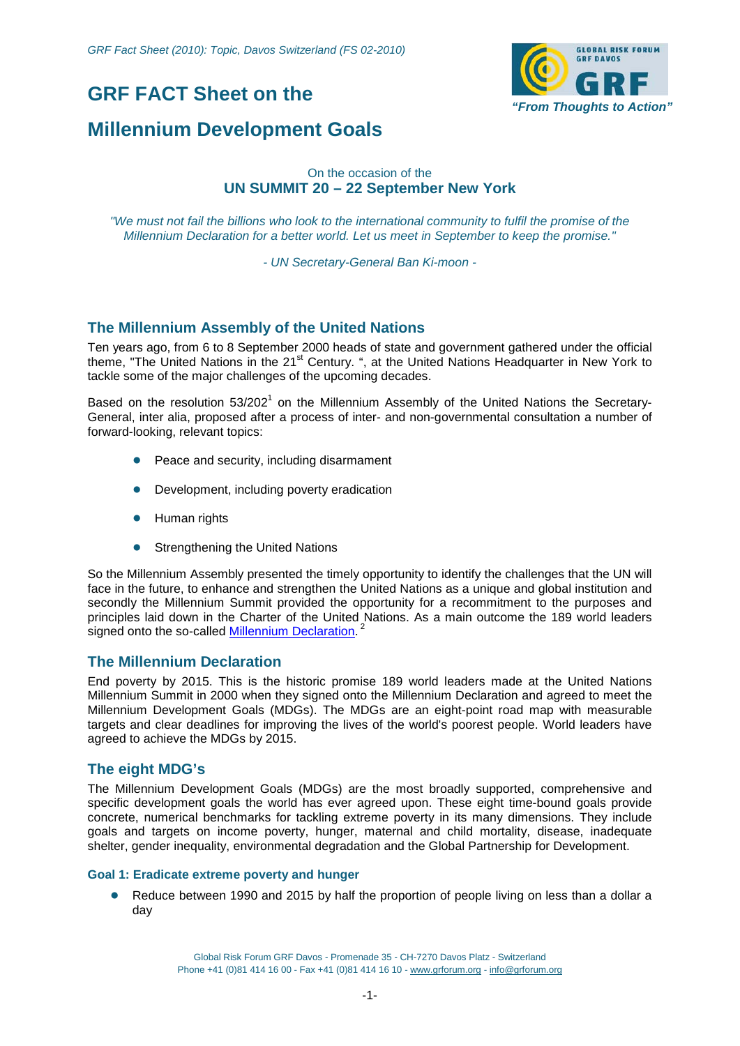# GRF FACT Sheet on the Millennium Development Goals

On the occasion of the
**UN SUMMIT 20 – 22 September New York**

*"We must not fail the billions who look to the international community to fulfil the promise of the Millennium Declaration for a better world. Let us meet in September to keep the promise."*

*- UN Secretary-General Ban Ki-moon -*

## The Millennium Assembly of the United Nations

Ten years ago, from 6 to 8 September 2000 heads of state and government gathered under the official theme, "The United Nations in the 21st Century. ", at the United Nations Headquarter in New York to tackle some of the major challenges of the upcoming decades.

Based on the resolution 53/202[1] on the Millennium Assembly of the United Nations the Secretary-General, inter alia, proposed after a process of inter- and non-governmental consultation a number of forward-looking, relevant topics:

- Peace and security, including disarmament
- Development, including poverty eradication
- Human rights
- Strengthening the United Nations

So the Millennium Assembly presented the timely opportunity to identify the challenges that the UN will face in the future, to enhance and strengthen the United Nations as a unique and global institution and secondly the Millennium Summit provided the opportunity for a recommitment to the purposes and principles laid down in the Charter of the United Nations. As a main outcome the 189 world leaders signed onto the so-called Millennium Declaration. [2]

## The Millennium Declaration

End poverty by 2015. This is the historic promise 189 world leaders made at the United Nations Millennium Summit in 2000 when they signed onto the Millennium Declaration and agreed to meet the Millennium Development Goals (MDGs). The MDGs are an eight-point road map with measurable targets and clear deadlines for improving the lives of the world's poorest people. World leaders have agreed to achieve the MDGs by 2015.

## The eight MDG's

The Millennium Development Goals (MDGs) are the most broadly supported, comprehensive and specific development goals the world has ever agreed upon. These eight time-bound goals provide concrete, numerical benchmarks for tackling extreme poverty in its many dimensions. They include goals and targets on income poverty, hunger, maternal and child mortality, disease, inadequate shelter, gender inequality, environmental degradation and the Global Partnership for Development.

### Goal 1: Eradicate extreme poverty and hunger

- Reduce between 1990 and 2015 by half the proportion of people living on less than a dollar a day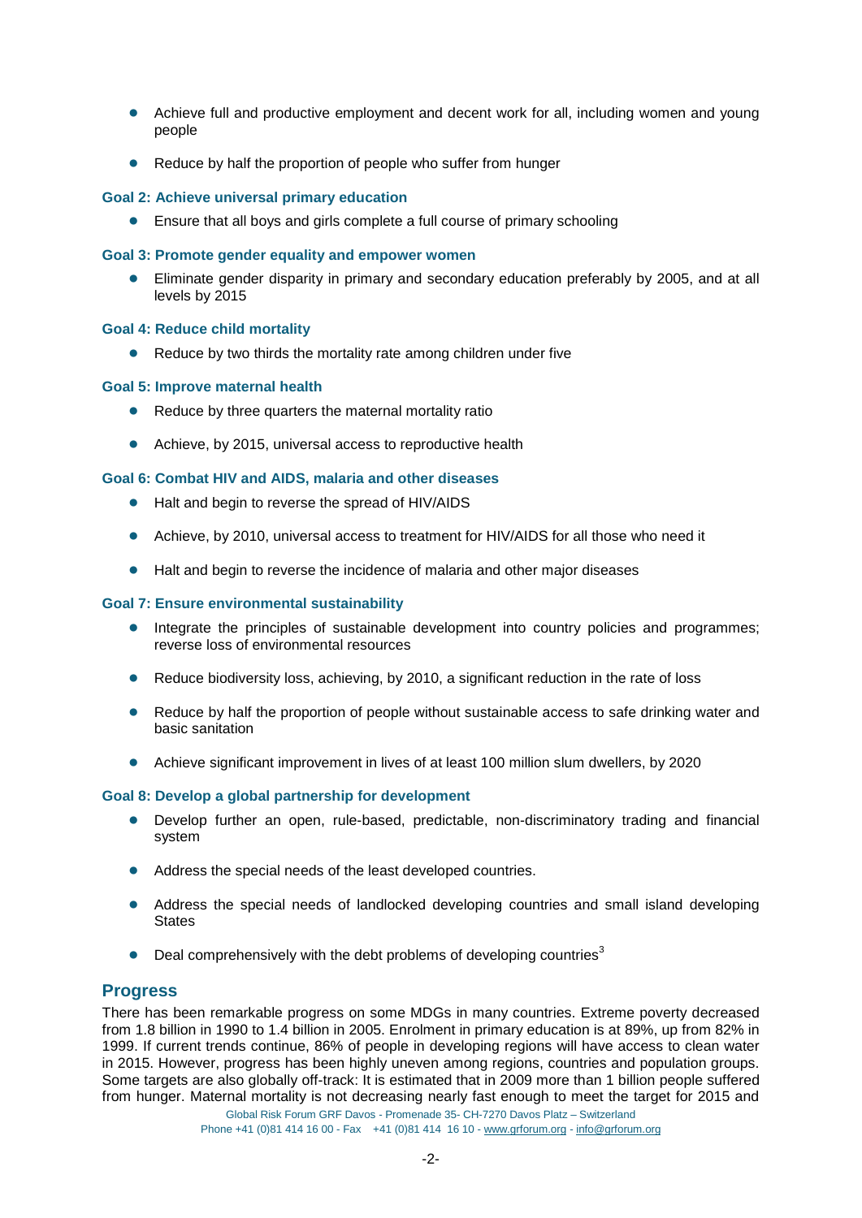- Achieve full and productive employment and decent work for all, including women and young people
- Reduce by half the proportion of people who suffer from hunger

**Goal 2: Achieve universal primary education**

- Ensure that all boys and girls complete a full course of primary schooling

**Goal 3: Promote gender equality and empower women**

- Eliminate gender disparity in primary and secondary education preferably by 2005, and at all levels by 2015

**Goal 4: Reduce child mortality**

- Reduce by two thirds the mortality rate among children under five

**Goal 5: Improve maternal health**

- Reduce by three quarters the maternal mortality ratio
- Achieve, by 2015, universal access to reproductive health

**Goal 6: Combat HIV and AIDS, malaria and other diseases**

- Halt and begin to reverse the spread of HIV/AIDS
- Achieve, by 2010, universal access to treatment for HIV/AIDS for all those who need it
- Halt and begin to reverse the incidence of malaria and other major diseases

**Goal 7: Ensure environmental sustainability**

- Integrate the principles of sustainable development into country policies and programmes; reverse loss of environmental resources
- Reduce biodiversity loss, achieving, by 2010, a significant reduction in the rate of loss
- Reduce by half the proportion of people without sustainable access to safe drinking water and basic sanitation
- Achieve significant improvement in lives of at least 100 million slum dwellers, by 2020

**Goal 8: Develop a global partnership for development**

- Develop further an open, rule-based, predictable, non-discriminatory trading and financial system
- Address the special needs of the least developed countries.
- Address the special needs of landlocked developing countries and small island developing States
- Deal comprehensively with the debt problems of developing countries[3]

## Progress

There has been remarkable progress on some MDGs in many countries. Extreme poverty decreased from 1.8 billion in 1990 to 1.4 billion in 2005. Enrolment in primary education is at 89%, up from 82% in 1999. If current trends continue, 86% of people in developing regions will have access to clean water in 2015. However, progress has been highly uneven among regions, countries and population groups. Some targets are also globally off-track: It is estimated that in 2009 more than 1 billion people suffered from hunger. Maternal mortality is not decreasing nearly fast enough to meet the target for 2015 and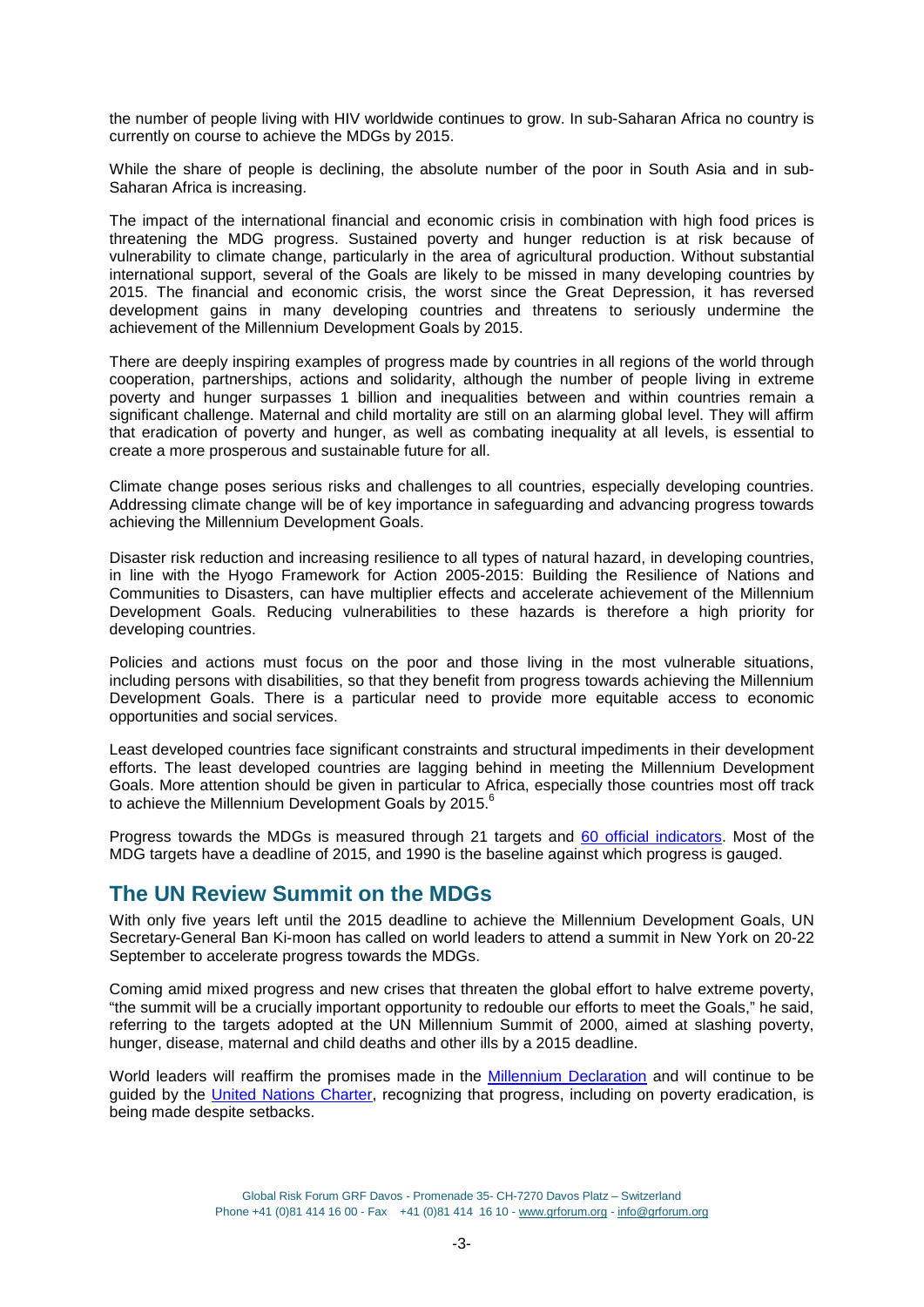the number of people living with HIV worldwide continues to grow. In sub-Saharan Africa no country is currently on course to achieve the MDGs by 2015.

While the share of people is declining, the absolute number of the poor in South Asia and in sub-Saharan Africa is increasing.

The impact of the international financial and economic crisis in combination with high food prices is threatening the MDG progress. Sustained poverty and hunger reduction is at risk because of vulnerability to climate change, particularly in the area of agricultural production. Without substantial international support, several of the Goals are likely to be missed in many developing countries by 2015. The financial and economic crisis, the worst since the Great Depression, it has reversed development gains in many developing countries and threatens to seriously undermine the achievement of the Millennium Development Goals by 2015.

There are deeply inspiring examples of progress made by countries in all regions of the world through cooperation, partnerships, actions and solidarity, although the number of people living in extreme poverty and hunger surpasses 1 billion and inequalities between and within countries remain a significant challenge. Maternal and child mortality are still on an alarming global level. They will affirm that eradication of poverty and hunger, as well as combating inequality at all levels, is essential to create a more prosperous and sustainable future for all.

Climate change poses serious risks and challenges to all countries, especially developing countries. Addressing climate change will be of key importance in safeguarding and advancing progress towards achieving the Millennium Development Goals.

Disaster risk reduction and increasing resilience to all types of natural hazard, in developing countries, in line with the Hyogo Framework for Action 2005-2015: Building the Resilience of Nations and Communities to Disasters, can have multiplier effects and accelerate achievement of the Millennium Development Goals. Reducing vulnerabilities to these hazards is therefore a high priority for developing countries.

Policies and actions must focus on the poor and those living in the most vulnerable situations, including persons with disabilities, so that they benefit from progress towards achieving the Millennium Development Goals. There is a particular need to provide more equitable access to economic opportunities and social services.

Least developed countries face significant constraints and structural impediments in their development efforts. The least developed countries are lagging behind in meeting the Millennium Development Goals. More attention should be given in particular to Africa, especially those countries most off track to achieve the Millennium Development Goals by 2015.[6]

Progress towards the MDGs is measured through 21 targets and 60 official indicators. Most of the MDG targets have a deadline of 2015, and 1990 is the baseline against which progress is gauged.

## The UN Review Summit on the MDGs

With only five years left until the 2015 deadline to achieve the Millennium Development Goals, UN Secretary-General Ban Ki-moon has called on world leaders to attend a summit in New York on 20-22 September to accelerate progress towards the MDGs.

Coming amid mixed progress and new crises that threaten the global effort to halve extreme poverty, "the summit will be a crucially important opportunity to redouble our efforts to meet the Goals," he said, referring to the targets adopted at the UN Millennium Summit of 2000, aimed at slashing poverty, hunger, disease, maternal and child deaths and other ills by a 2015 deadline.

World leaders will reaffirm the promises made in the Millennium Declaration and will continue to be guided by the United Nations Charter, recognizing that progress, including on poverty eradication, is being made despite setbacks.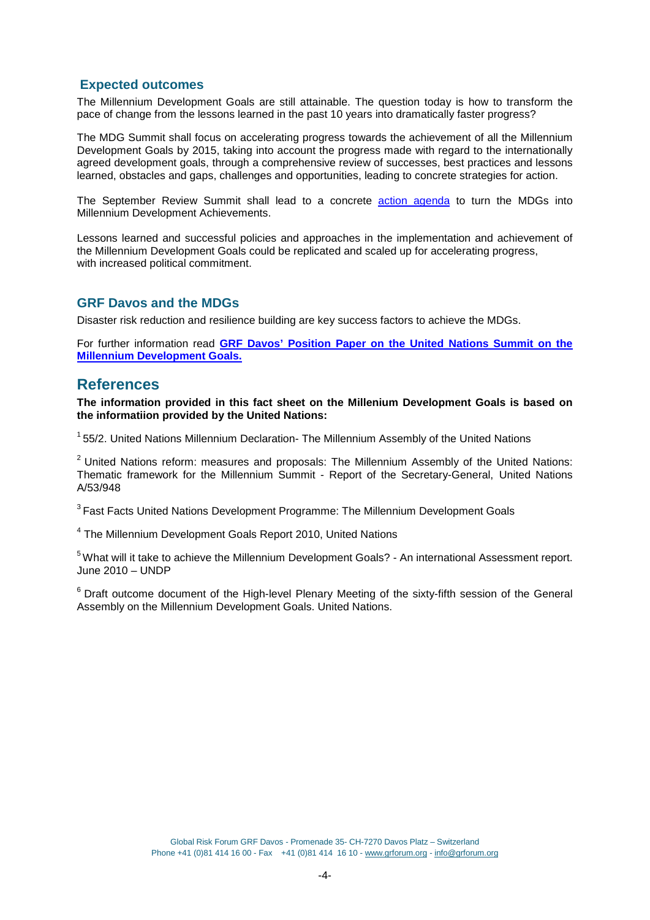## Expected outcomes

The Millennium Development Goals are still attainable. The question today is how to transform the pace of change from the lessons learned in the past 10 years into dramatically faster progress?

The MDG Summit shall focus on accelerating progress towards the achievement of all the Millennium Development Goals by 2015, taking into account the progress made with regard to the internationally agreed development goals, through a comprehensive review of successes, best practices and lessons learned, obstacles and gaps, challenges and opportunities, leading to concrete strategies for action.

The September Review Summit shall lead to a concrete action agenda to turn the MDGs into Millennium Development Achievements.

Lessons learned and successful policies and approaches in the implementation and achievement of the Millennium Development Goals could be replicated and scaled up for accelerating progress, with increased political commitment.

## GRF Davos and the MDGs

Disaster risk reduction and resilience building are key success factors to achieve the MDGs.

For further information read **GRF Davos' Position Paper on the United Nations Summit on the Millennium Development Goals.**

# References

**The information provided in this fact sheet on the Millenium Development Goals is based on the informatiion provided by the United Nations:**

[1] 55/2. United Nations Millennium Declaration- The Millennium Assembly of the United Nations

[2] United Nations reform: measures and proposals: The Millennium Assembly of the United Nations: Thematic framework for the Millennium Summit - Report of the Secretary-General, United Nations A/53/948

[3] Fast Facts United Nations Development Programme: The Millennium Development Goals

[4] The Millennium Development Goals Report 2010, United Nations

[5] What will it take to achieve the Millennium Development Goals? - An international Assessment report. June 2010 – UNDP

[6] Draft outcome document of the High-level Plenary Meeting of the sixty-fifth session of the General Assembly on the Millennium Development Goals. United Nations.

Global Risk Forum GRF Davos - Promenade 35- CH-7270 Davos Platz – Switzerland
Phone +41 (0)81 414 16 00 - Fax +41 (0)81 414 16 10 - www.grforum.org - info@grforum.org